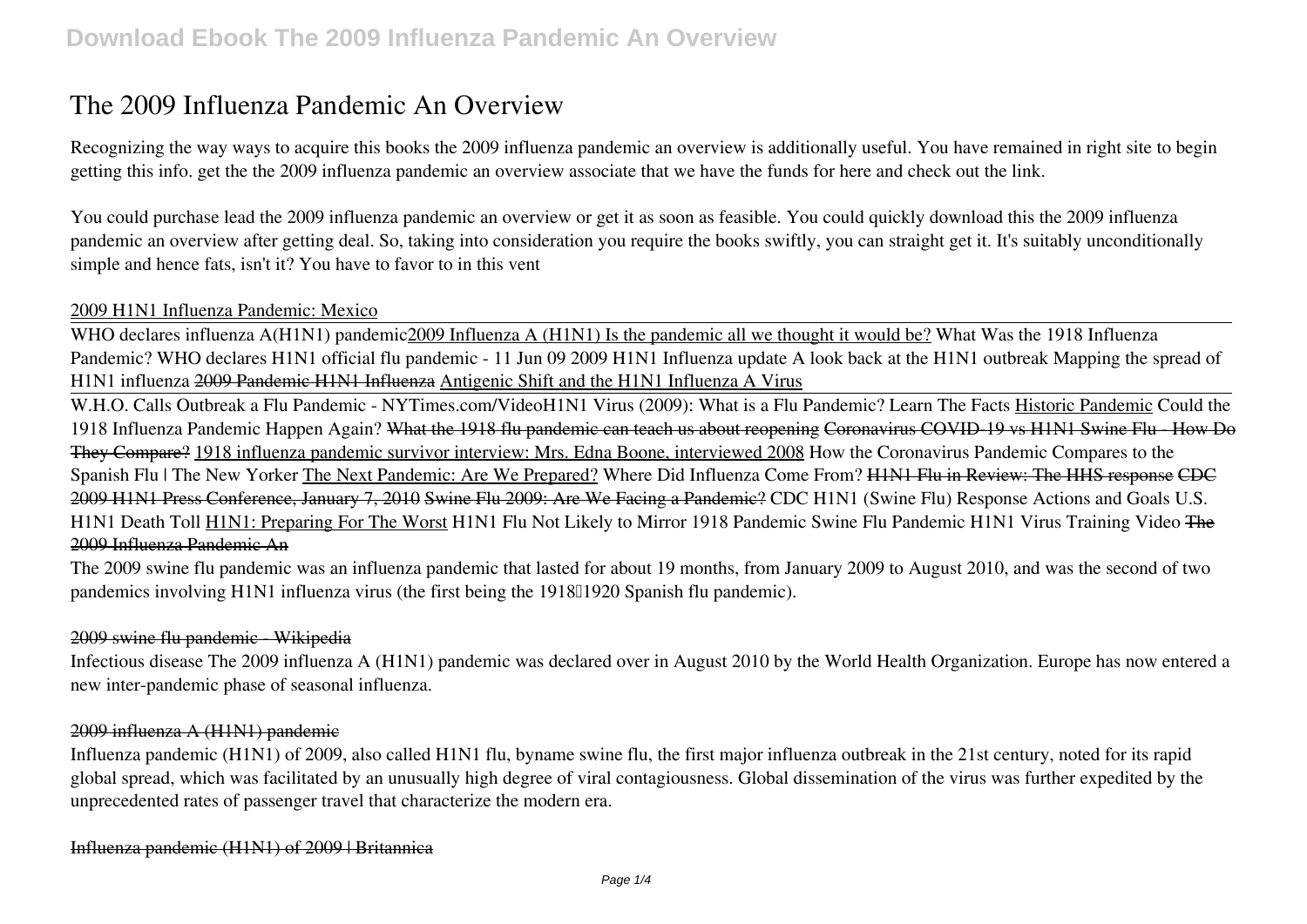# The 2009 Influenza Pandemic An Overview

Recognizing the way ways to acquire this books the 2009 influenza pandemic an overview is additionally useful. You have remained in right site to begin getting this info. get the the 2009 influenza pandemic an overview associate that we have the funds for here and check out the link.

You could purchase lead the 2009 influenza pandemic an overview or get it as soon as feasible. You could quickly download this the 2009 influenza pandemic an overview after getting deal. So, taking into consideration you require the books swiftly, you can straight get it. It's suitably unconditionally simple and hence fats, isn't it? You have to favor to in this vent

2009 H1N1 Influenza Pandemic: Mexico

WHO declares influenza A(H1N1) pandemic 2009 Influenza A (H1N1) Is the pandemic all we thought it would be? What Was the 1918 Influenza Pandemic? WHO declares H1N1 official flu pandemic - 11 Jun 09 2009 H1N1 Influenza update A look back at the H1N1 outbreak Mapping the spread of H1N1 influenza ~~2009 Pandemic H1N1 Influenza~~ Antigenic Shift and the H1N1 Influenza A Virus

W.H.O. Calls Outbreak a Flu Pandemic - NYTimes.com/Video H1N1 Virus (2009): What is a Flu Pandemic? Learn The Facts Historic Pandemic Could the 1918 Influenza Pandemic Happen Again? ~~What the 1918 flu pandemic can teach us about reopening~~ ~~Coronavirus COVID-19 vs H1N1 Swine Flu - How Do They Compare?~~ 1918 influenza pandemic survivor interview: Mrs. Edna Boone, interviewed 2008 How the Coronavirus Pandemic Compares to the Spanish Flu | The New Yorker The Next Pandemic: Are We Prepared? Where Did Influenza Come From? ~~H1N1 Flu in Review: The HHS response~~ ~~CDC 2009 H1N1 Press Conference, January 7, 2010~~ ~~Swine Flu 2009: Are We Facing a Pandemic?~~ CDC H1N1 (Swine Flu) Response Actions and Goals U.S. H1N1 Death Toll H1N1: Preparing For The Worst H1N1 Flu Not Likely to Mirror 1918 Pandemic Swine Flu Pandemic H1N1 Virus Training Video ~~The 2009 Influenza Pandemic An~~

The 2009 swine flu pandemic was an influenza pandemic that lasted for about 19 months, from January 2009 to August 2010, and was the second of two pandemics involving H1N1 influenza virus (the first being the 1918–1920 Spanish flu pandemic).

~~2009 swine flu pandemic - Wikipedia~~

Infectious disease The 2009 influenza A (H1N1) pandemic was declared over in August 2010 by the World Health Organization. Europe has now entered a new inter-pandemic phase of seasonal influenza.

~~2009 influenza A (H1N1) pandemic~~

Influenza pandemic (H1N1) of 2009, also called H1N1 flu, byname swine flu, the first major influenza outbreak in the 21st century, noted for its rapid global spread, which was facilitated by an unusually high degree of viral contagiousness. Global dissemination of the virus was further expedited by the unprecedented rates of passenger travel that characterize the modern era.

~~Influenza pandemic (H1N1) of 2009 | Britannica~~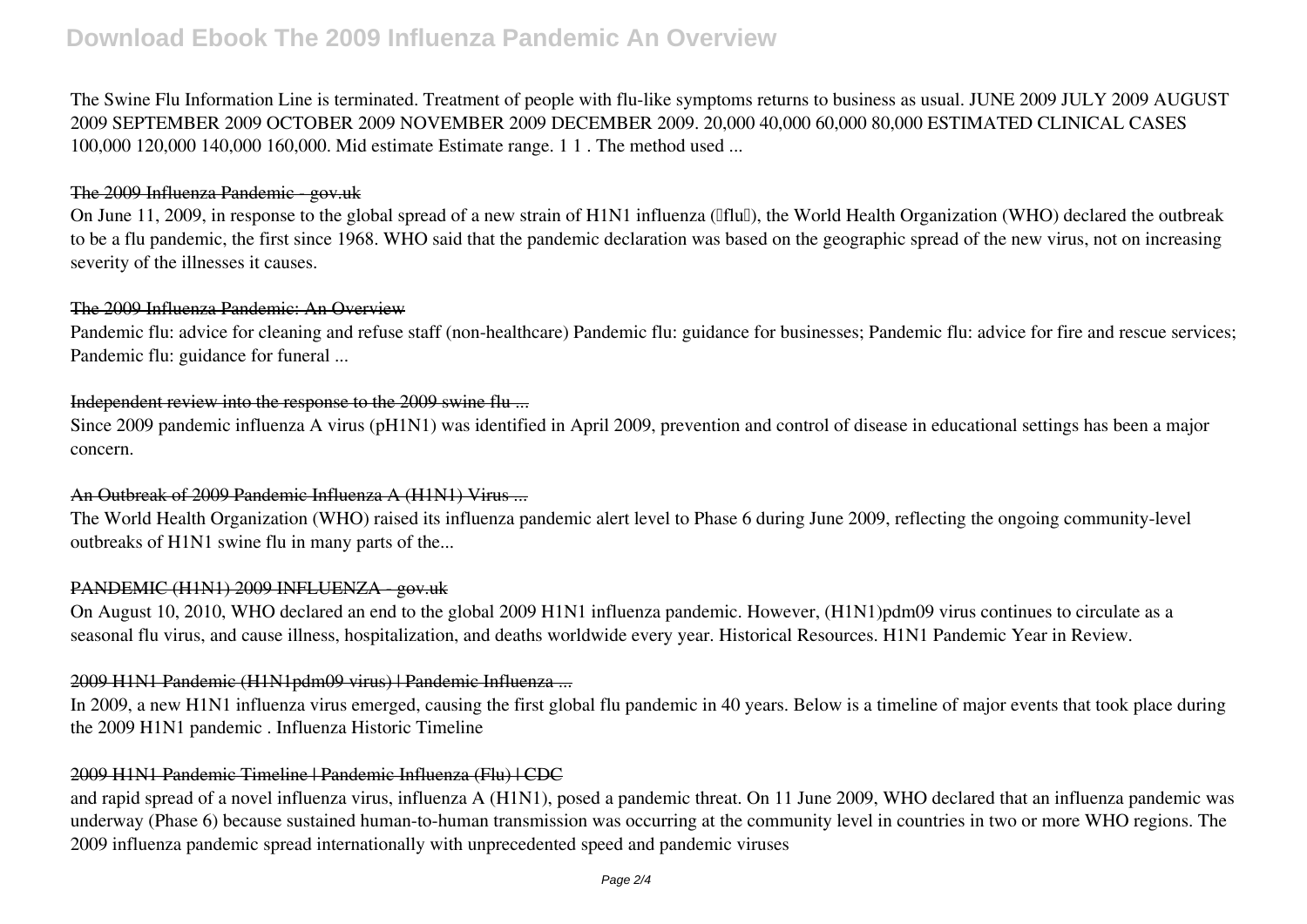The Swine Flu Information Line is terminated. Treatment of people with flu-like symptoms returns to business as usual. JUNE 2009 JULY 2009 AUGUST 2009 SEPTEMBER 2009 OCTOBER 2009 NOVEMBER 2009 DECEMBER 2009. 20,000 40,000 60,000 80,000 ESTIMATED CLINICAL CASES 100,000 120,000 140,000 160,000. Mid estimate Estimate range. 1 1 . The method used ...

## The 2009 Influenza Pandemic - gov.uk

On June 11, 2009, in response to the global spread of a new strain of H1N1 influenza ("flu"), the World Health Organization (WHO) declared the outbreak to be a flu pandemic, the first since 1968. WHO said that the pandemic declaration was based on the geographic spread of the new virus, not on increasing severity of the illnesses it causes.

## The 2009 Influenza Pandemic: An Overview

Pandemic flu: advice for cleaning and refuse staff (non-healthcare) Pandemic flu: guidance for businesses; Pandemic flu: advice for fire and rescue services; Pandemic flu: guidance for funeral ...

## Independent review into the response to the 2009 swine flu ...

Since 2009 pandemic influenza A virus (pH1N1) was identified in April 2009, prevention and control of disease in educational settings has been a major concern.

## An Outbreak of 2009 Pandemic Influenza A (H1N1) Virus ...

The World Health Organization (WHO) raised its influenza pandemic alert level to Phase 6 during June 2009, reflecting the ongoing community-level outbreaks of H1N1 swine flu in many parts of the...

## PANDEMIC (H1N1) 2009 INFLUENZA - gov.uk

On August 10, 2010, WHO declared an end to the global 2009 H1N1 influenza pandemic. However, (H1N1)pdm09 virus continues to circulate as a seasonal flu virus, and cause illness, hospitalization, and deaths worldwide every year. Historical Resources. H1N1 Pandemic Year in Review.

## 2009 H1N1 Pandemic (H1N1pdm09 virus) | Pandemic Influenza ...

In 2009, a new H1N1 influenza virus emerged, causing the first global flu pandemic in 40 years. Below is a timeline of major events that took place during the 2009 H1N1 pandemic . Influenza Historic Timeline

## 2009 H1N1 Pandemic Timeline | Pandemic Influenza (Flu) | CDC

and rapid spread of a novel influenza virus, influenza A (H1N1), posed a pandemic threat. On 11 June 2009, WHO declared that an influenza pandemic was underway (Phase 6) because sustained human-to-human transmission was occurring at the community level in countries in two or more WHO regions. The 2009 influenza pandemic spread internationally with unprecedented speed and pandemic viruses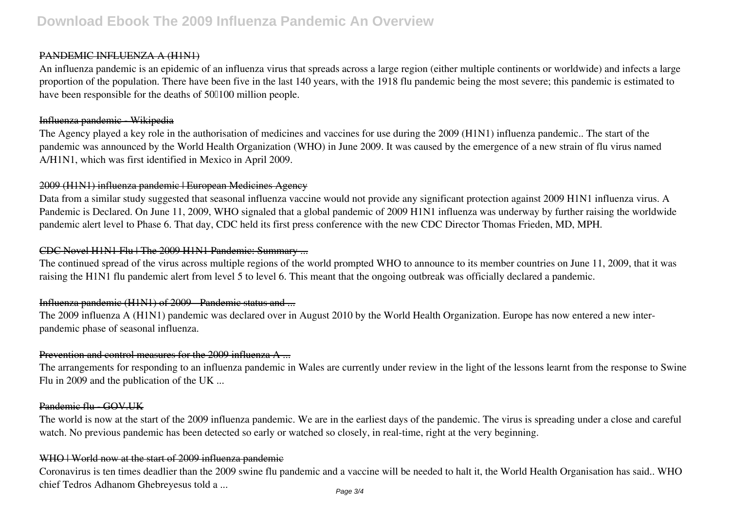#### PANDEMIC INFLUENZA A (H1N1)

An influenza pandemic is an epidemic of an influenza virus that spreads across a large region (either multiple continents or worldwide) and infects a large proportion of the population. There have been five in the last 140 years, with the 1918 flu pandemic being the most severe; this pandemic is estimated to have been responsible for the deaths of 50–100 million people.

#### Influenza pandemic - Wikipedia

The Agency played a key role in the authorisation of medicines and vaccines for use during the 2009 (H1N1) influenza pandemic.. The start of the pandemic was announced by the World Health Organization (WHO) in June 2009. It was caused by the emergence of a new strain of flu virus named A/H1N1, which was first identified in Mexico in April 2009.

#### 2009 (H1N1) influenza pandemic | European Medicines Agency

Data from a similar study suggested that seasonal influenza vaccine would not provide any significant protection against 2009 H1N1 influenza virus. A Pandemic is Declared. On June 11, 2009, WHO signaled that a global pandemic of 2009 H1N1 influenza was underway by further raising the worldwide pandemic alert level to Phase 6. That day, CDC held its first press conference with the new CDC Director Thomas Frieden, MD, MPH.

#### CDC Novel H1N1 Flu | The 2009 H1N1 Pandemic: Summary ...

The continued spread of the virus across multiple regions of the world prompted WHO to announce to its member countries on June 11, 2009, that it was raising the H1N1 flu pandemic alert from level 5 to level 6. This meant that the ongoing outbreak was officially declared a pandemic.

#### Influenza pandemic (H1N1) of 2009 - Pandemic status and ...

The 2009 influenza A (H1N1) pandemic was declared over in August 2010 by the World Health Organization. Europe has now entered a new inter-pandemic phase of seasonal influenza.

#### Prevention and control measures for the 2009 influenza A ...

The arrangements for responding to an influenza pandemic in Wales are currently under review in the light of the lessons learnt from the response to Swine Flu in 2009 and the publication of the UK ...

#### Pandemic flu - GOV.UK

The world is now at the start of the 2009 influenza pandemic. We are in the earliest days of the pandemic. The virus is spreading under a close and careful watch. No previous pandemic has been detected so early or watched so closely, in real-time, right at the very beginning.

#### WHO | World now at the start of 2009 influenza pandemic

Coronavirus is ten times deadlier than the 2009 swine flu pandemic and a vaccine will be needed to halt it, the World Health Organisation has said.. WHO chief Tedros Adhanom Ghebreyesus told a ...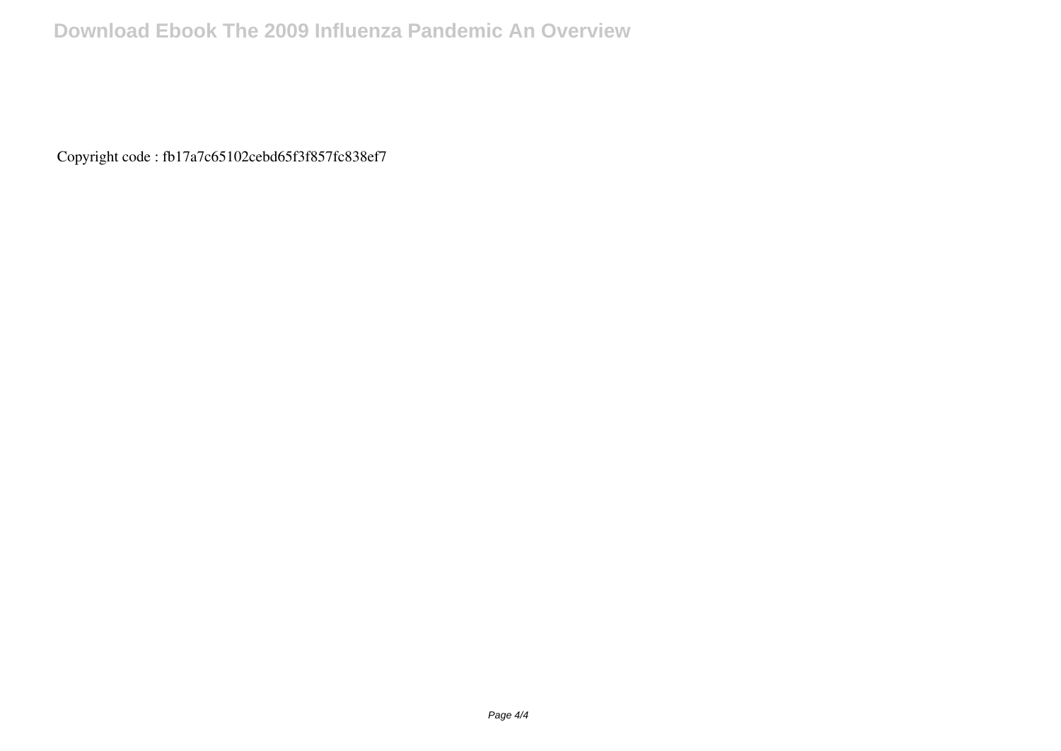Copyright code : fb17a7c65102cebd65f3f857fc838ef7